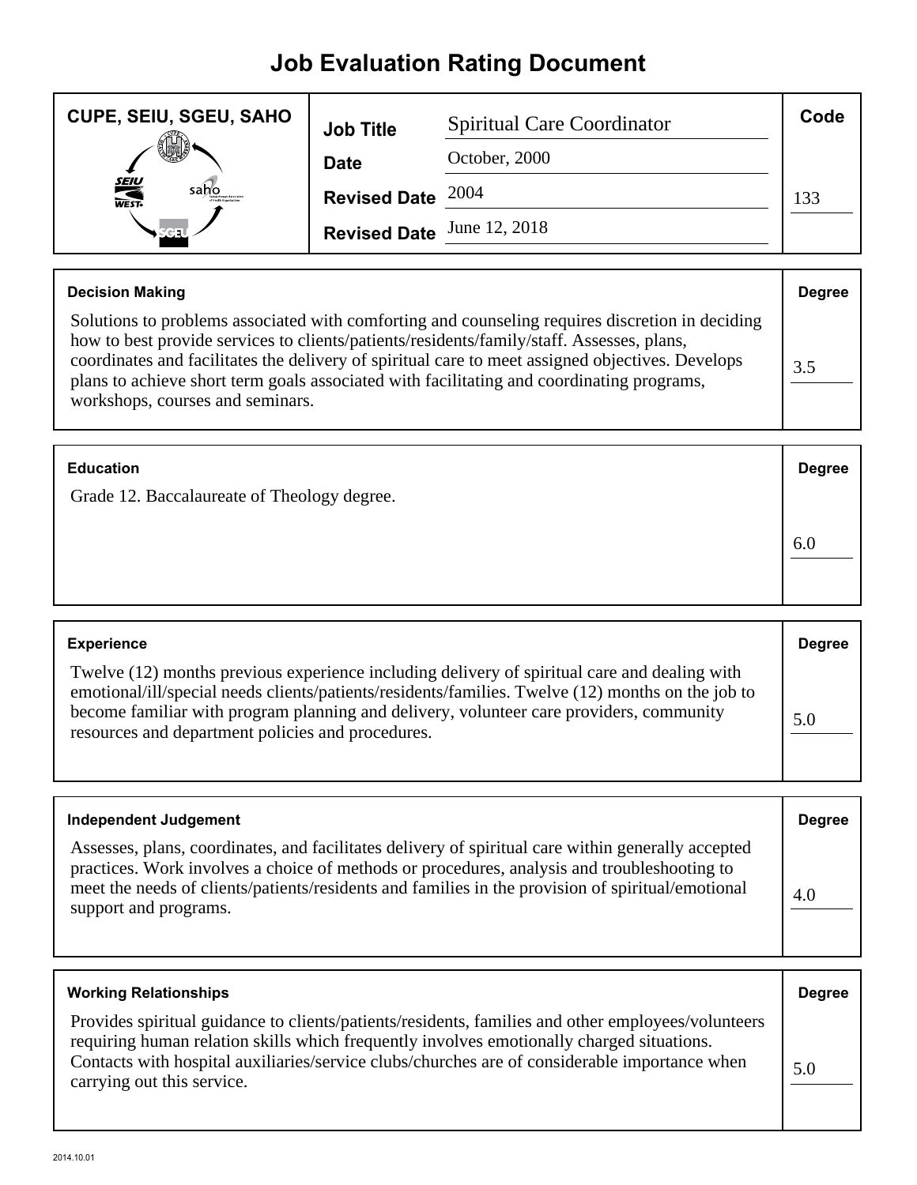# Job Evaluation Rating Document

| CUPE, SEIU, SGEU, SAHO | | | Code |
|---|---|---|---|
| | **Job Title** | Spiritual Care Coordinator | |
| | **Date** | October, 2000 | |
| | **Revised Date** | 2004 | 133 |
| | **Revised Date** | June 12, 2018 | |

| Decision Making | Degree |
|---|---|
| Solutions to problems associated with comforting and counseling requires discretion in deciding how to best provide services to clients/patients/residents/family/staff. Assesses, plans, coordinates and facilitates the delivery of spiritual care to meet assigned objectives. Develops plans to achieve short term goals associated with facilitating and coordinating programs, workshops, courses and seminars. | 3.5 |

| Education | Degree |
|---|---|
| Grade 12. Baccalaureate of Theology degree. | 6.0 |

| Experience | Degree |
|---|---|
| Twelve (12) months previous experience including delivery of spiritual care and dealing with emotional/ill/special needs clients/patients/residents/families. Twelve (12) months on the job to become familiar with program planning and delivery, volunteer care providers, community resources and department policies and procedures. | 5.0 |

| Independent Judgement | Degree |
|---|---|
| Assesses, plans, coordinates, and facilitates delivery of spiritual care within generally accepted practices. Work involves a choice of methods or procedures, analysis and troubleshooting to meet the needs of clients/patients/residents and families in the provision of spiritual/emotional support and programs. | 4.0 |

| Working Relationships | Degree |
|---|---|
| Provides spiritual guidance to clients/patients/residents, families and other employees/volunteers requiring human relation skills which frequently involves emotionally charged situations. Contacts with hospital auxiliaries/service clubs/churches are of considerable importance when carrying out this service. | 5.0 |

2014.10.01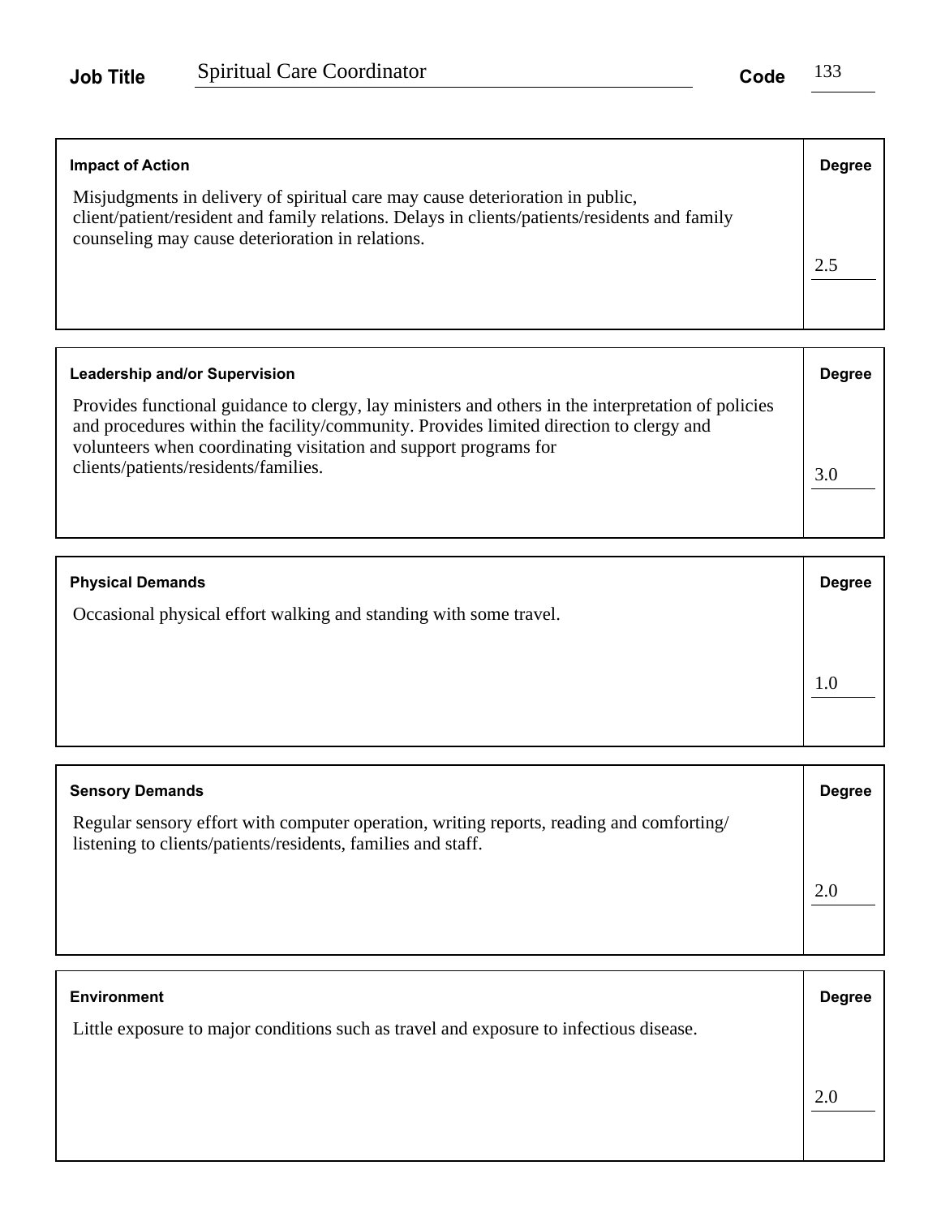**Job Title** Spiritual Care Coordinator **Code** 133

| **Impact of Action** | **Degree** |
|---|---|
| Misjudgments in delivery of spiritual care may cause deterioration in public, client/patient/resident and family relations. Delays in clients/patients/residents and family counseling may cause deterioration in relations. | 2.5 |

| **Leadership and/or Supervision** | **Degree** |
|---|---|
| Provides functional guidance to clergy, lay ministers and others in the interpretation of policies and procedures within the facility/community. Provides limited direction to clergy and volunteers when coordinating visitation and support programs for clients/patients/residents/families. | 3.0 |

| **Physical Demands** | **Degree** |
|---|---|
| Occasional physical effort walking and standing with some travel. | 1.0 |

| **Sensory Demands** | **Degree** |
|---|---|
| Regular sensory effort with computer operation, writing reports, reading and comforting/ listening to clients/patients/residents, families and staff. | 2.0 |

| **Environment** | **Degree** |
|---|---|
| Little exposure to major conditions such as travel and exposure to infectious disease. | 2.0 |